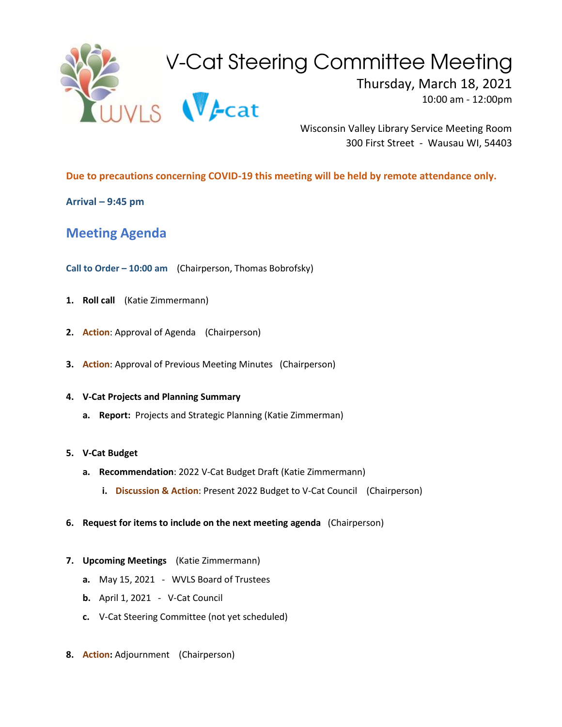# V-Cat Steering Committee Meeting

Thursday, March 18, 2021
10:00 am - 12:00pm

Wisconsin Valley Library Service Meeting Room
300 First Street - Wausau WI, 54403

**Due to precautions concerning COVID-19 this meeting will be held by remote attendance only.**

**Arrival – 9:45 pm**

## Meeting Agenda

**Call to Order – 10:00 am** (Chairperson, Thomas Bobrofsky)

1. **Roll call** (Katie Zimmermann)
2. **Action**: Approval of Agenda (Chairperson)
3. **Action**: Approval of Previous Meeting Minutes (Chairperson)
4. **V-Cat Projects and Planning Summary**
   a. **Report:** Projects and Strategic Planning (Katie Zimmerman)
5. **V-Cat Budget**
   a. **Recommendation**: 2022 V-Cat Budget Draft (Katie Zimmermann)
      i. **Discussion & Action**: Present 2022 Budget to V-Cat Council (Chairperson)
6. **Request for items to include on the next meeting agenda** (Chairperson)
7. **Upcoming Meetings** (Katie Zimmermann)
   a. May 15, 2021 - WVLS Board of Trustees
   b. April 1, 2021 - V-Cat Council
   c. V-Cat Steering Committee (not yet scheduled)
8. **Action:** Adjournment (Chairperson)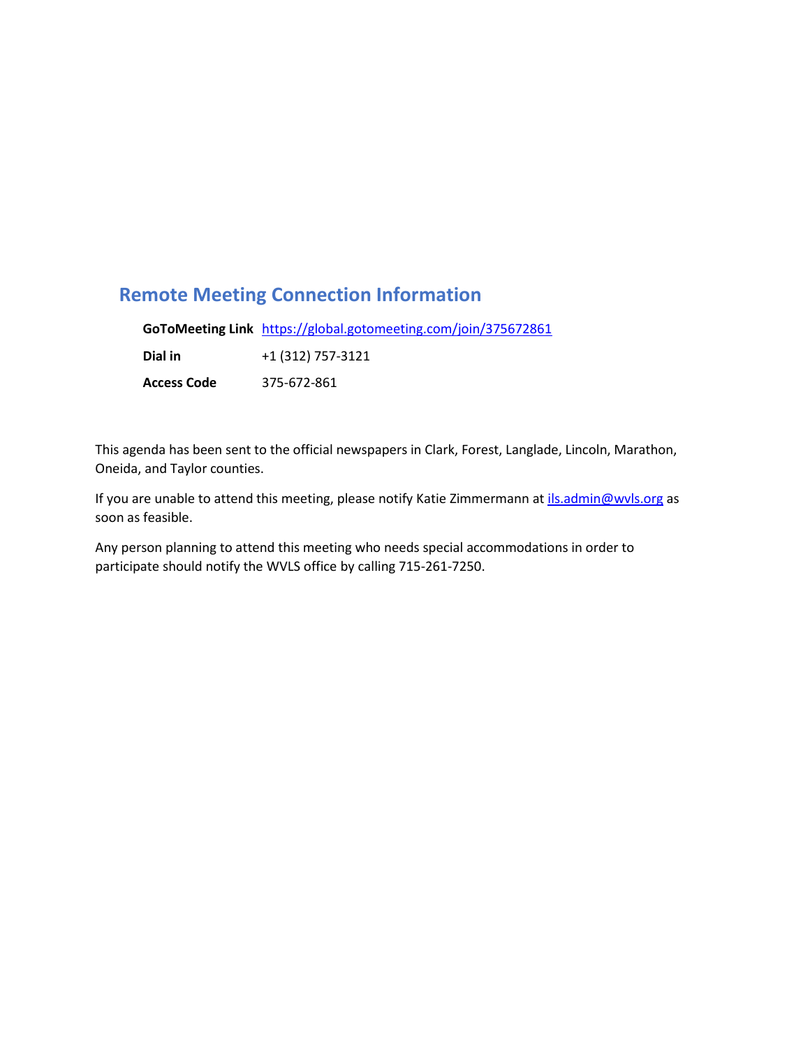## Remote Meeting Connection Information

| | |
|---|---|
| **GoToMeeting Link** | https://global.gotomeeting.com/join/375672861 |
| **Dial in** | +1 (312) 757-3121 |
| **Access Code** | 375-672-861 |

This agenda has been sent to the official newspapers in Clark, Forest, Langlade, Lincoln, Marathon, Oneida, and Taylor counties.

If you are unable to attend this meeting, please notify Katie Zimmermann at ils.admin@wvls.org as soon as feasible.

Any person planning to attend this meeting who needs special accommodations in order to participate should notify the WVLS office by calling 715-261-7250.